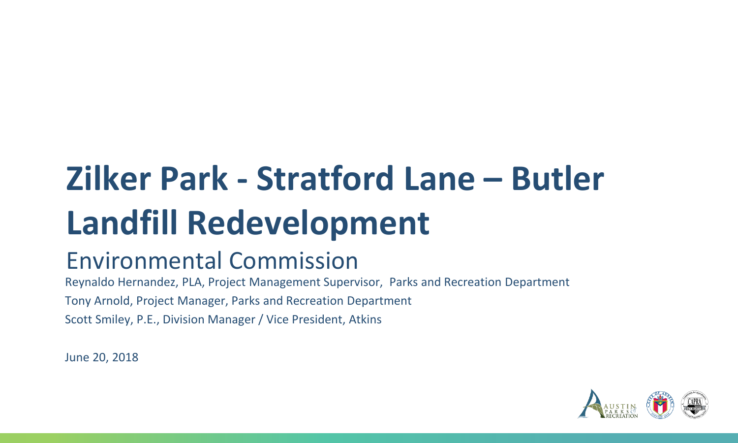# Zilker Park - Stratford Lane – Butler Landfill Redevelopment

## Environmental Commission

Reynaldo Hernandez, PLA, Project Management Supervisor, Parks and Recreation Department

Tony Arnold, Project Manager, Parks and Recreation Department

Scott Smiley, P.E., Division Manager / Vice President, Atkins

June 20, 2018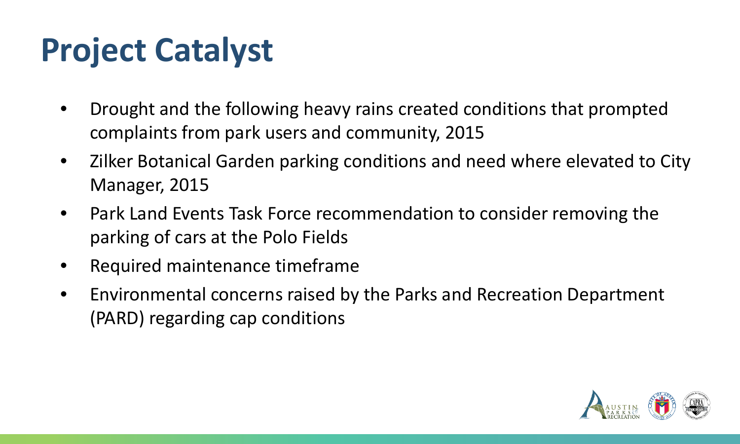# Project Catalyst

- Drought and the following heavy rains created conditions that prompted complaints from park users and community, 2015
- Zilker Botanical Garden parking conditions and need where elevated to City Manager, 2015
- Park Land Events Task Force recommendation to consider removing the parking of cars at the Polo Fields
- Required maintenance timeframe
- Environmental concerns raised by the Parks and Recreation Department (PARD) regarding cap conditions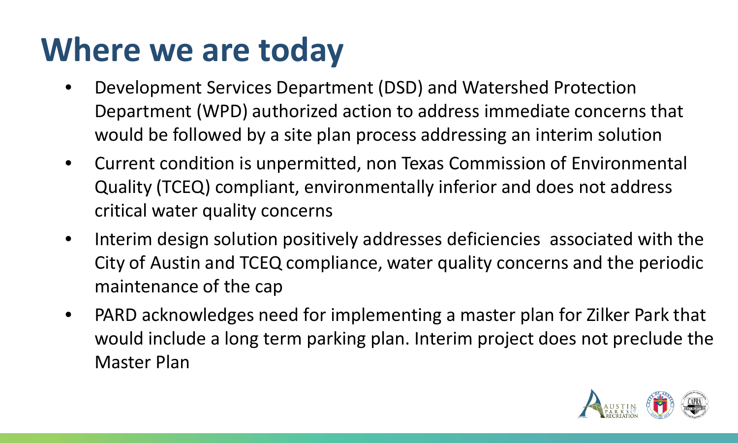# Where we are today

- Development Services Department (DSD) and Watershed Protection Department (WPD) authorized action to address immediate concerns that would be followed by a site plan process addressing an interim solution
- Current condition is unpermitted, non Texas Commission of Environmental Quality (TCEQ) compliant, environmentally inferior and does not address critical water quality concerns
- Interim design solution positively addresses deficiencies  associated with the City of Austin and TCEQ compliance, water quality concerns and the periodic maintenance of the cap
- PARD acknowledges need for implementing a master plan for Zilker Park that would include a long term parking plan. Interim project does not preclude the Master Plan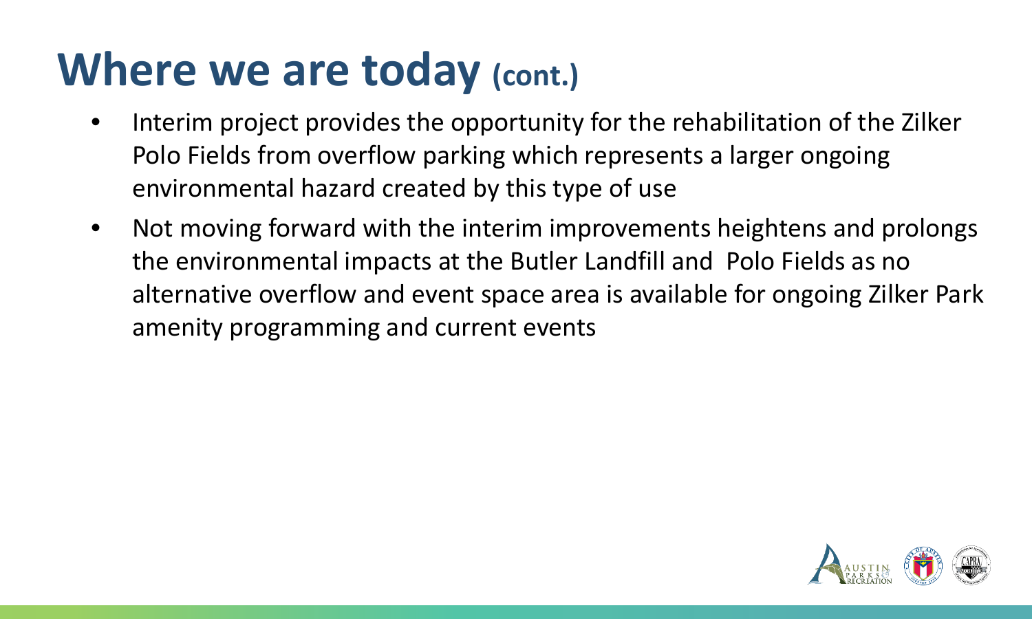# Where we are today (cont.)

- Interim project provides the opportunity for the rehabilitation of the Zilker Polo Fields from overflow parking which represents a larger ongoing environmental hazard created by this type of use
- Not moving forward with the interim improvements heightens and prolongs the environmental impacts at the Butler Landfill and Polo Fields as no alternative overflow and event space area is available for ongoing Zilker Park amenity programming and current events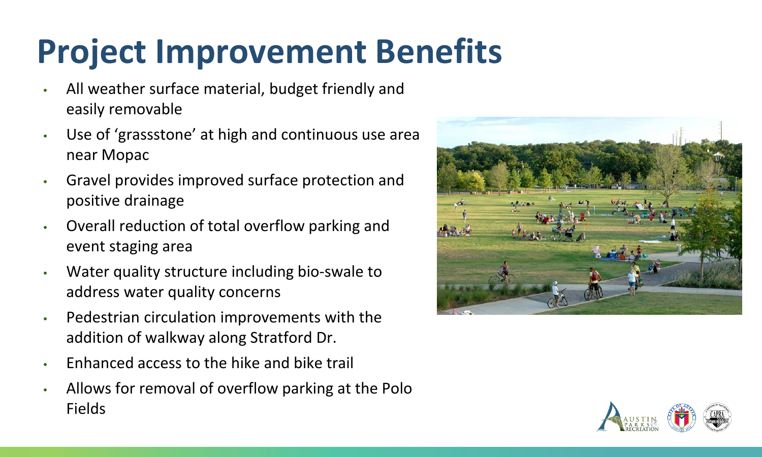# Project Improvement Benefits

- All weather surface material, budget friendly and easily removable
- Use of 'grassstone' at high and continuous use area near Mopac
- Gravel provides improved surface protection and positive drainage
- Overall reduction of total overflow parking and event staging area
- Water quality structure including bio-swale to address water quality concerns
- Pedestrian circulation improvements with the addition of walkway along Stratford Dr.
- Enhanced access to the hike and bike trail
- Allows for removal of overflow parking at the Polo Fields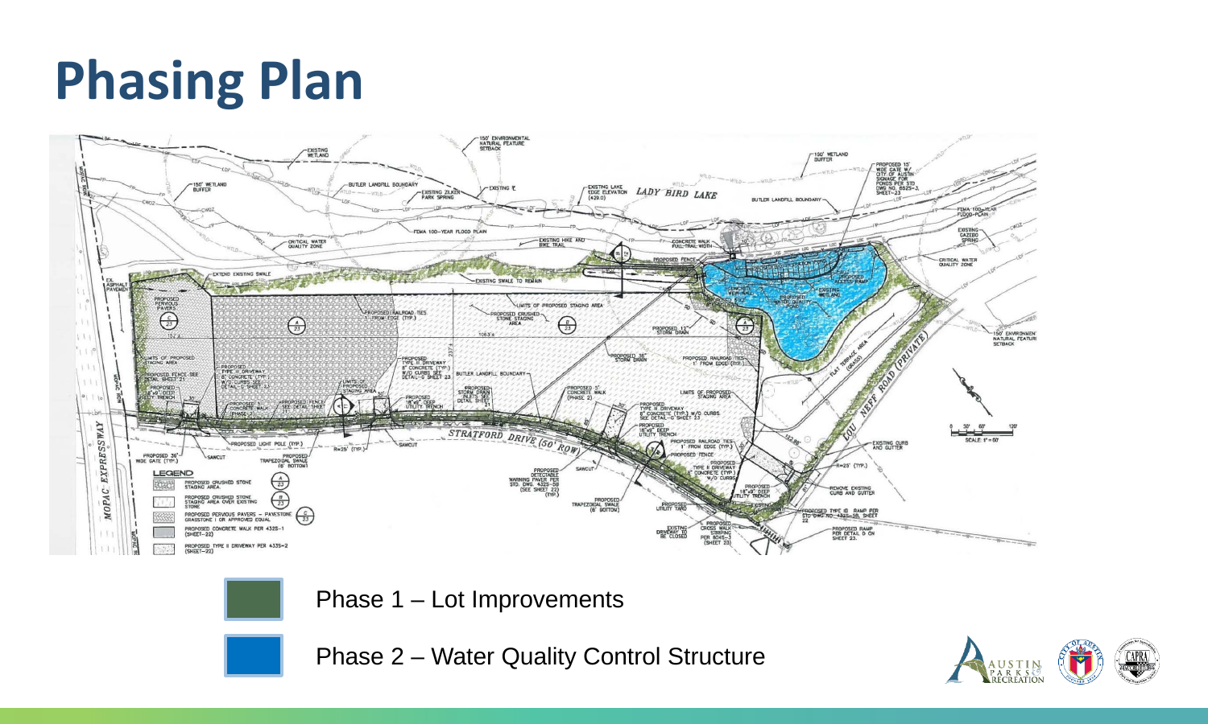# Phasing Plan

Phase 1 – Lot Improvements

Phase 2 – Water Quality Control Structure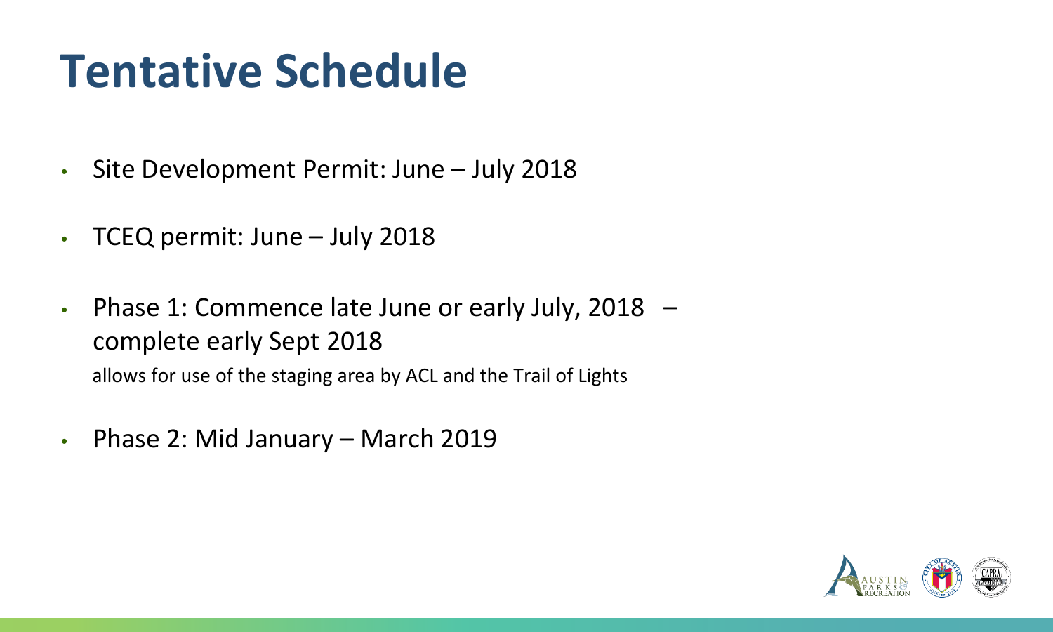# Tentative Schedule

- Site Development Permit: June – July 2018
- TCEQ permit: June – July 2018
- Phase 1: Commence late June or early July, 2018 – complete early Sept 2018

  allows for use of the staging area by ACL and the Trail of Lights
- Phase 2: Mid January – March 2019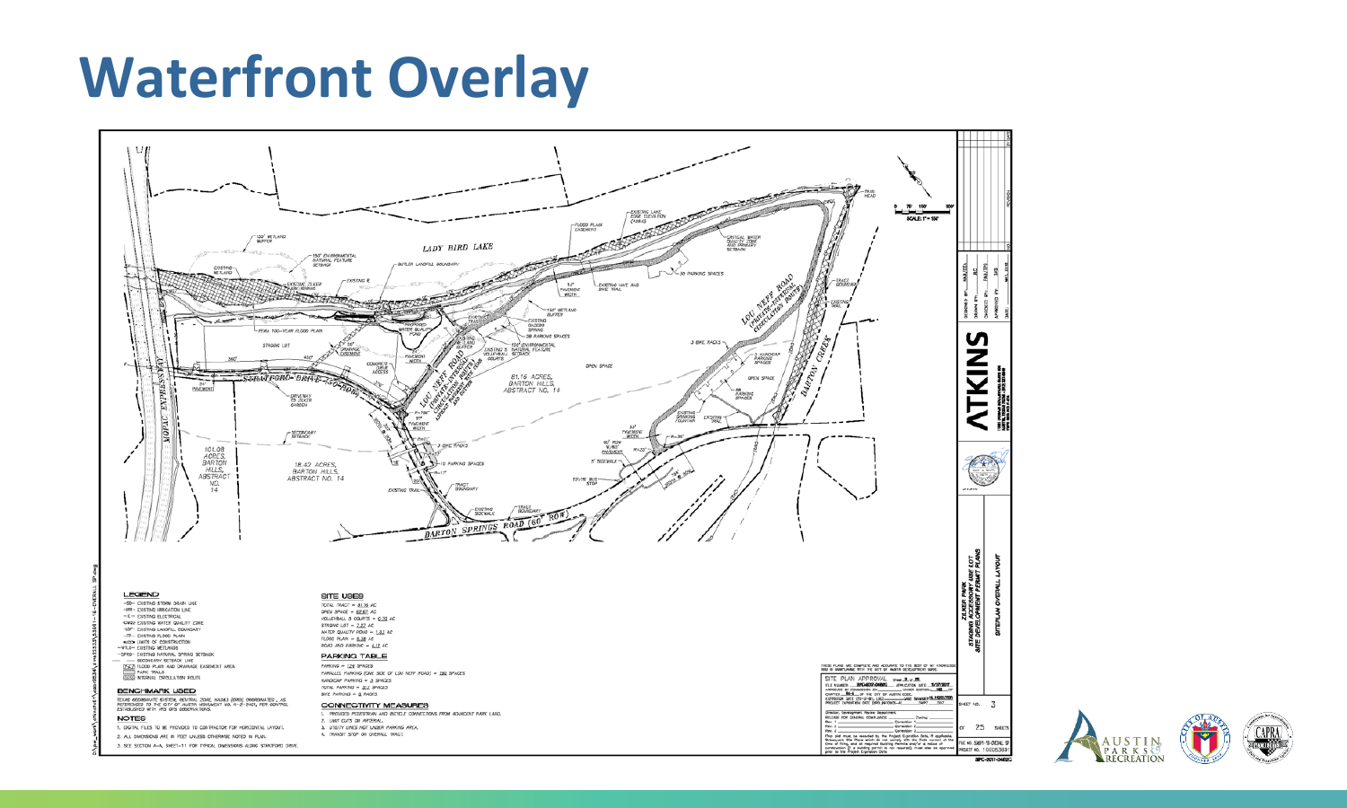# Waterfront Overlay

LADY BIRD LAKE

BARTON CREEK

LOU NEFF ROAD

STRATFORD DRIVE

BARTON SPRINGS ROAD (60' ROW)

MOPAC EXPRESSWAY

51.16 ACRES, BARTON HILLS, ABSTRACT NO. 14

18.42 ACRES, BARTON HILLS, ABSTRACT NO. 14

101.08 ACRES, BARTON HILLS, ABSTRACT NO. 14

**LEGEND**

- EXISTING STORM DRAIN LINE
- EXISTING IRRIGATION LINE
- EXISTING ELECTRICAL
- EXISTING WATER QUALITY ZONE
- EXISTING LANDFILL BOUNDARY
- EXISTING FLOOD PLAIN
- LIMITS OF CONSTRUCTION
- EXISTING WETLANDS
- EXISTING NATURAL SPRING SETBACK
- SECONDARY SETBACK LINE
- FLOOD PLAIN AND DRAINAGE EASEMENT AREA
- PARK TRAILS
- INTERNAL CIRCULATION ROUTE

**BENCHMARK USED**

TEXAS COORDINATE SYSTEM, CENTRAL ZONE, NAD83 (CORS) DISSEMINATED, AS REFERENCED TO THE CITY OF AUSTIN MONUMENT NO. H-2-2401, PER CONTROL ESTABLISHED WITH RTK GPS OBSERVATIONS.

**NOTES**

1. DIGITAL FILES TO BE PROVIDED TO CONTRACTOR FOR HORIZONTAL LAYOUT.
2. ALL DIMENSIONS ARE IN FEET UNLESS OTHERWISE NOTED IN PLAN.
3. SEE SECTION A-A, SHEET-11 FOR TYPICAL DIMENSIONS ALONG STRATFORD DRIVE.

**SITE USES**

TOTAL TRACT = 51.16 AC
OPEN SPACE = 42.67 AC
VOLLEYBALL 5 COURTS = 0.70 AC
STAGING LOT = 2.22 AC
WATER QUALITY POND = 1.63 AC
FLOOD PLAIN = 6.38 AC
ROAD AND PARKING = 4.13 AC

**PARKING TABLE**

PARKING = 128 SPACES
PARALLEL PARKING (ONE SIDE OF LOU NEFF ROAD) = 192 SPACES
HANDICAP PARKING = 3 SPACES
TOTAL PARKING = 313 SPACES
BIKE PARKING = 5 RACKS

**CONNECTIVITY MEASURES**

1. PROVIDED PEDESTRIAN AND BICYCLE CONNECTIONS FROM ADJACENT PARK LAND.
2. LIMIT CUTS ON ARTERIAL.
3. UTILITY LINES NOT UNDER PARKING AREA.
4. TRANSIT STOP ON OVERALL TRACT.

ATKINS

ZILKER PARK STAGING ACCESSORY USE LOT SITE DEVELOPMENT PERMIT PLANS

SITEPLAN OVERALL LAYOUT

SHEET NO. 3 OF 25 SHEETS

SPC-2011-0462C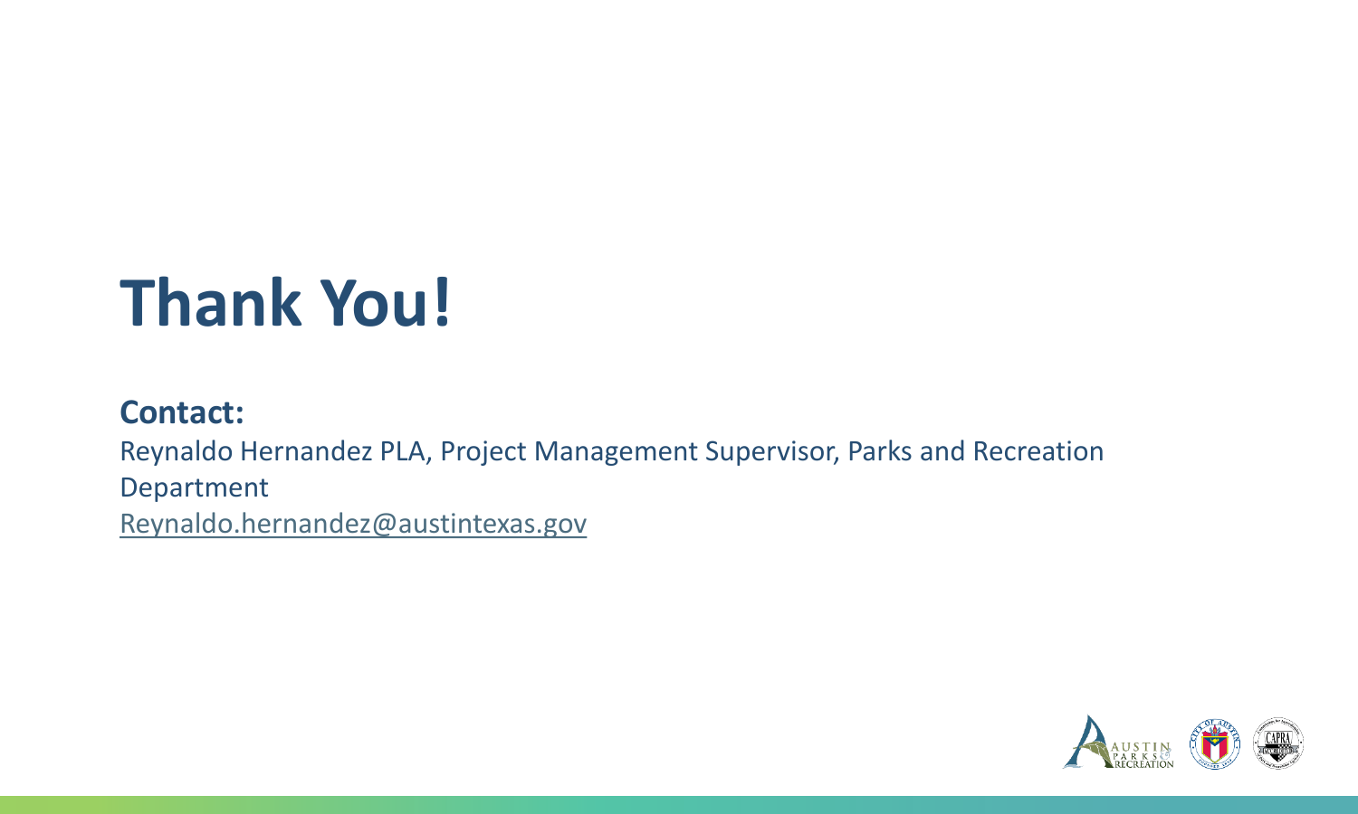# Thank You!

**Contact:**

Reynaldo Hernandez PLA, Project Management Supervisor, Parks and Recreation Department

Reynaldo.hernandez@austintexas.gov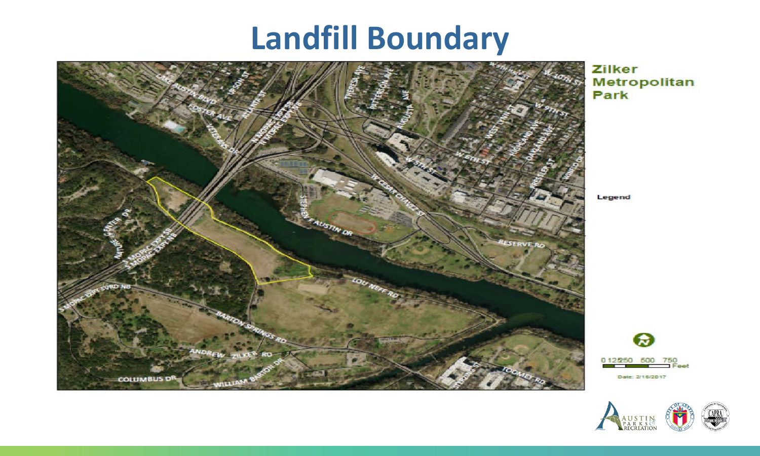# Landfill Boundary

Zilker Metropolitan Park

Legend

0 125 250 500 750 Feet

Date: 2/16/2017